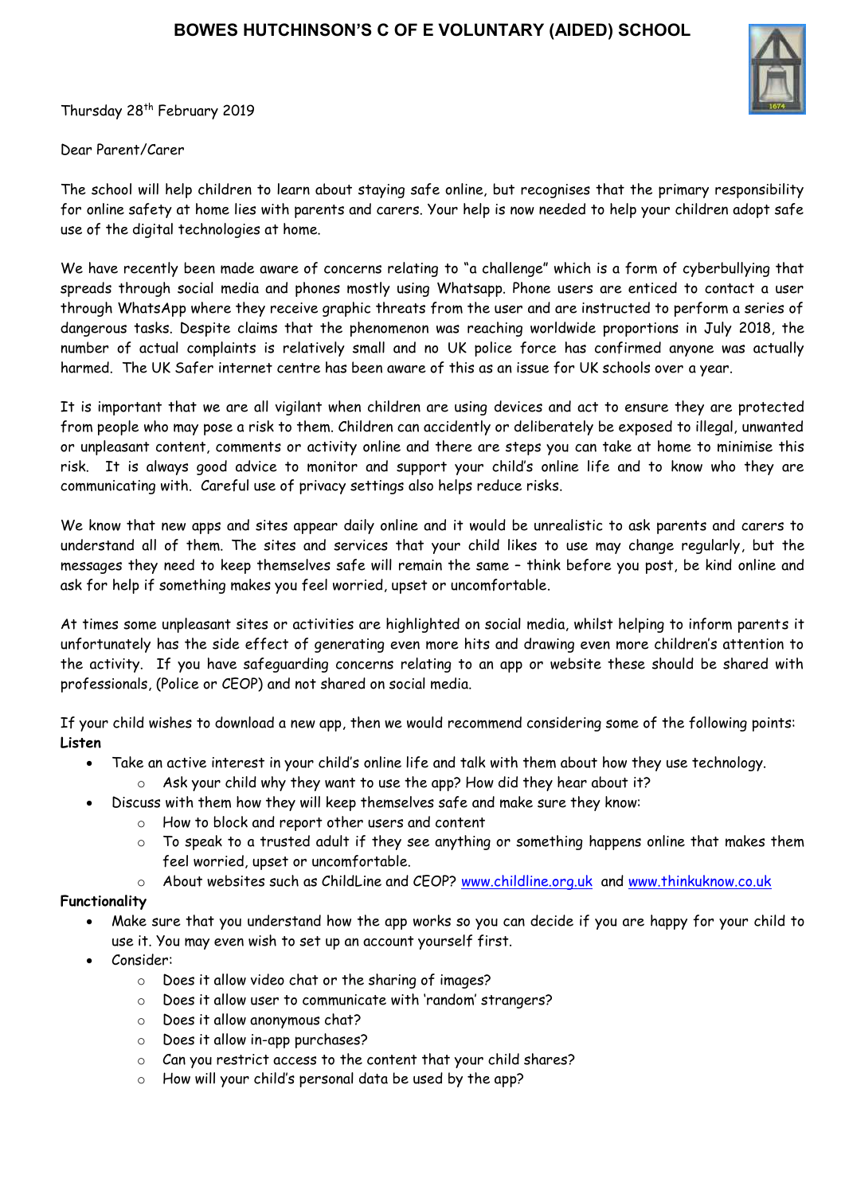# BOWES HUTCHINSON'S C OF E VOLUNTARY (AIDED) SCHOOL

Thursday 28th February 2019

Dear Parent/Carer

The school will help children to learn about staying safe online, but recognises that the primary responsibility for online safety at home lies with parents and carers. Your help is now needed to help your children adopt safe use of the digital technologies at home.

We have recently been made aware of concerns relating to "a challenge" which is a form of cyberbullying that spreads through social media and phones mostly using Whatsapp. Phone users are enticed to contact a user through WhatsApp where they receive graphic threats from the user and are instructed to perform a series of dangerous tasks. Despite claims that the phenomenon was reaching worldwide proportions in July 2018, the number of actual complaints is relatively small and no UK police force has confirmed anyone was actually harmed. The UK Safer internet centre has been aware of this as an issue for UK schools over a year.

It is important that we are all vigilant when children are using devices and act to ensure they are protected from people who may pose a risk to them. Children can accidently or deliberately be exposed to illegal, unwanted or unpleasant content, comments or activity online and there are steps you can take at home to minimise this risk. It is always good advice to monitor and support your child's online life and to know who they are communicating with. Careful use of privacy settings also helps reduce risks.

We know that new apps and sites appear daily online and it would be unrealistic to ask parents and carers to understand all of them. The sites and services that your child likes to use may change regularly, but the messages they need to keep themselves safe will remain the same – think before you post, be kind online and ask for help if something makes you feel worried, upset or uncomfortable.

At times some unpleasant sites or activities are highlighted on social media, whilst helping to inform parents it unfortunately has the side effect of generating even more hits and drawing even more children's attention to the activity. If you have safeguarding concerns relating to an app or website these should be shared with professionals, (Police or CEOP) and not shared on social media.

If your child wishes to download a new app, then we would recommend considering some of the following points:

**Listen**

- Take an active interest in your child's online life and talk with them about how they use technology.
  - Ask your child why they want to use the app? How did they hear about it?
- Discuss with them how they will keep themselves safe and make sure they know:
  - How to block and report other users and content
  - To speak to a trusted adult if they see anything or something happens online that makes them feel worried, upset or uncomfortable.
  - About websites such as ChildLine and CEOP? www.childline.org.uk and www.thinkuknow.co.uk

**Functionality**

- Make sure that you understand how the app works so you can decide if you are happy for your child to use it. You may even wish to set up an account yourself first.
- Consider:
  - Does it allow video chat or the sharing of images?
  - Does it allow user to communicate with 'random' strangers?
  - Does it allow anonymous chat?
  - Does it allow in-app purchases?
  - Can you restrict access to the content that your child shares?
  - How will your child's personal data be used by the app?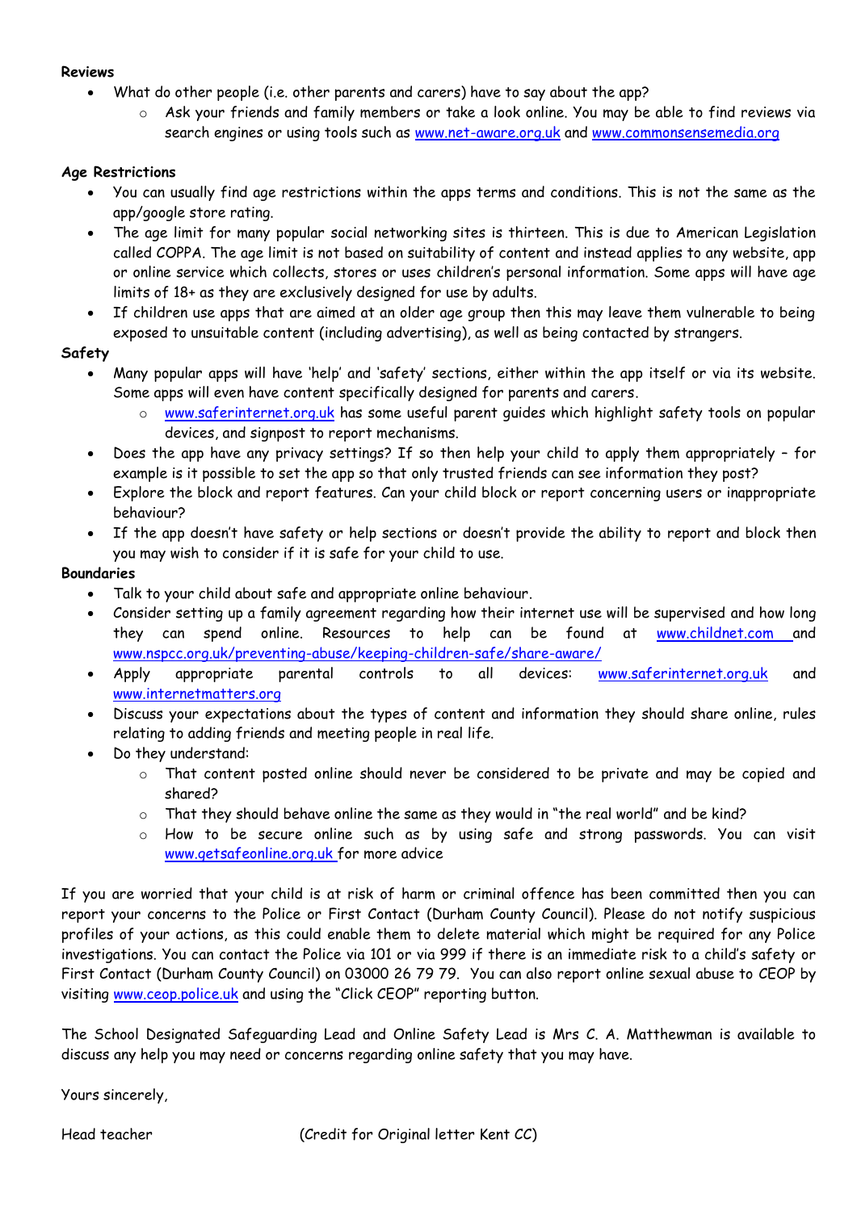**Reviews**

- What do other people (i.e. other parents and carers) have to say about the app?
  - Ask your friends and family members or take a look online. You may be able to find reviews via search engines or using tools such as www.net-aware.org.uk and www.commonsensemedia.org

**Age Restrictions**

- You can usually find age restrictions within the apps terms and conditions. This is not the same as the app/google store rating.
- The age limit for many popular social networking sites is thirteen. This is due to American Legislation called COPPA. The age limit is not based on suitability of content and instead applies to any website, app or online service which collects, stores or uses children's personal information. Some apps will have age limits of 18+ as they are exclusively designed for use by adults.
- If children use apps that are aimed at an older age group then this may leave them vulnerable to being exposed to unsuitable content (including advertising), as well as being contacted by strangers.

**Safety**

- Many popular apps will have 'help' and 'safety' sections, either within the app itself or via its website. Some apps will even have content specifically designed for parents and carers.
  - www.saferinternet.org.uk has some useful parent guides which highlight safety tools on popular devices, and signpost to report mechanisms.
- Does the app have any privacy settings? If so then help your child to apply them appropriately – for example is it possible to set the app so that only trusted friends can see information they post?
- Explore the block and report features. Can your child block or report concerning users or inappropriate behaviour?
- If the app doesn't have safety or help sections or doesn't provide the ability to report and block then you may wish to consider if it is safe for your child to use.

**Boundaries**

- Talk to your child about safe and appropriate online behaviour.
- Consider setting up a family agreement regarding how their internet use will be supervised and how long they can spend online. Resources to help can be found at www.childnet.com and www.nspcc.org.uk/preventing-abuse/keeping-children-safe/share-aware/
- Apply appropriate parental controls to all devices: www.saferinternet.org.uk and www.internetmatters.org
- Discuss your expectations about the types of content and information they should share online, rules relating to adding friends and meeting people in real life.
- Do they understand:
  - That content posted online should never be considered to be private and may be copied and shared?
  - That they should behave online the same as they would in "the real world" and be kind?
  - How to be secure online such as by using safe and strong passwords. You can visit www.getsafeonline.org.uk for more advice

If you are worried that your child is at risk of harm or criminal offence has been committed then you can report your concerns to the Police or First Contact (Durham County Council). Please do not notify suspicious profiles of your actions, as this could enable them to delete material which might be required for any Police investigations. You can contact the Police via 101 or via 999 if there is an immediate risk to a child's safety or First Contact (Durham County Council) on 03000 26 79 79. You can also report online sexual abuse to CEOP by visiting www.ceop.police.uk and using the "Click CEOP" reporting button.

The School Designated Safeguarding Lead and Online Safety Lead is Mrs C. A. Matthewman is available to discuss any help you may need or concerns regarding online safety that you may have.

Yours sincerely,

Head teacher (Credit for Original letter Kent CC)